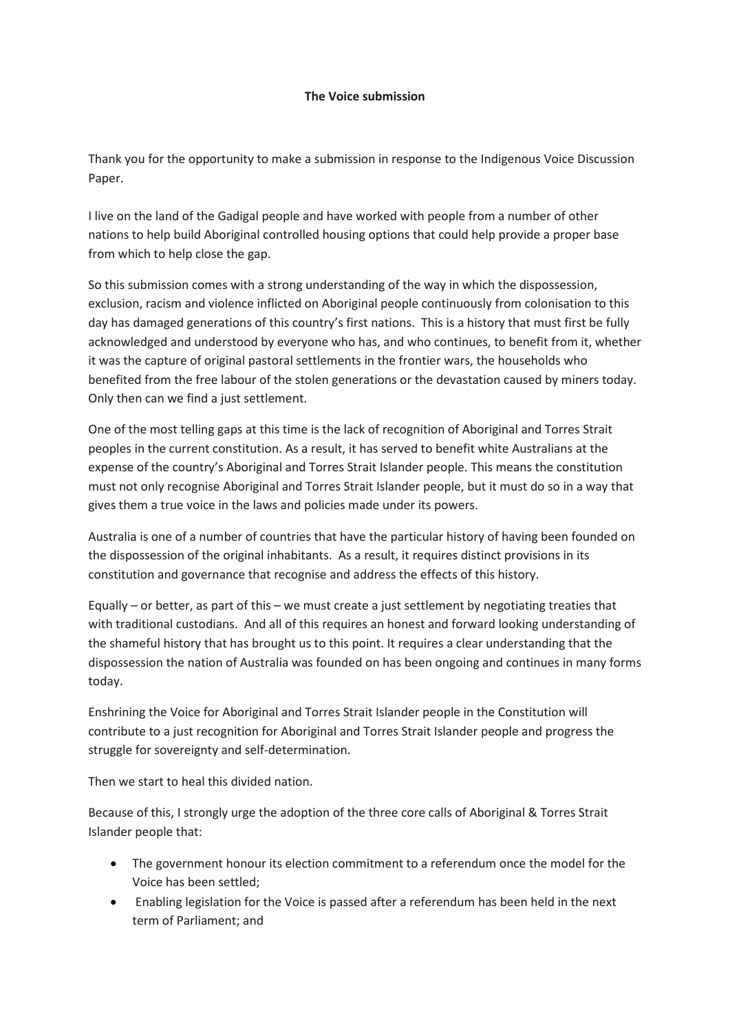**The Voice submission**

Thank you for the opportunity to make a submission in response to the Indigenous Voice Discussion Paper.

I live on the land of the Gadigal people and have worked with people from a number of other nations to help build Aboriginal controlled housing options that could help provide a proper base from which to help close the gap.

So this submission comes with a strong understanding of the way in which the dispossession, exclusion, racism and violence inflicted on Aboriginal people continuously from colonisation to this day has damaged generations of this country's first nations. This is a history that must first be fully acknowledged and understood by everyone who has, and who continues, to benefit from it, whether it was the capture of original pastoral settlements in the frontier wars, the households who benefited from the free labour of the stolen generations or the devastation caused by miners today. Only then can we find a just settlement.

One of the most telling gaps at this time is the lack of recognition of Aboriginal and Torres Strait peoples in the current constitution. As a result, it has served to benefit white Australians at the expense of the country's Aboriginal and Torres Strait Islander people. This means the constitution must not only recognise Aboriginal and Torres Strait Islander people, but it must do so in a way that gives them a true voice in the laws and policies made under its powers.

Australia is one of a number of countries that have the particular history of having been founded on the dispossession of the original inhabitants. As a result, it requires distinct provisions in its constitution and governance that recognise and address the effects of this history.

Equally – or better, as part of this – we must create a just settlement by negotiating treaties that with traditional custodians. And all of this requires an honest and forward looking understanding of the shameful history that has brought us to this point. It requires a clear understanding that the dispossession the nation of Australia was founded on has been ongoing and continues in many forms today.

Enshrining the Voice for Aboriginal and Torres Strait Islander people in the Constitution will contribute to a just recognition for Aboriginal and Torres Strait Islander people and progress the struggle for sovereignty and self-determination.

Then we start to heal this divided nation.

Because of this, I strongly urge the adoption of the three core calls of Aboriginal & Torres Strait Islander people that:

- The government honour its election commitment to a referendum once the model for the Voice has been settled;
- Enabling legislation for the Voice is passed after a referendum has been held in the next term of Parliament; and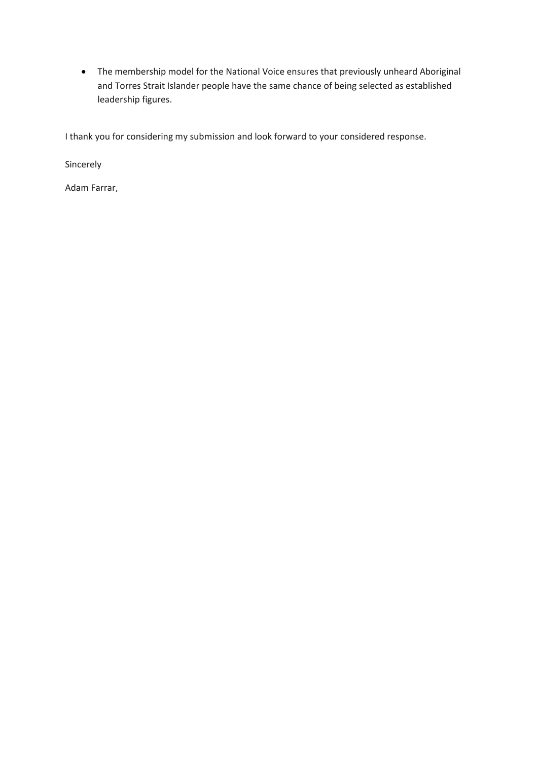- The membership model for the National Voice ensures that previously unheard Aboriginal and Torres Strait Islander people have the same chance of being selected as established leadership figures.

I thank you for considering my submission and look forward to your considered response.

Sincerely

Adam Farrar,